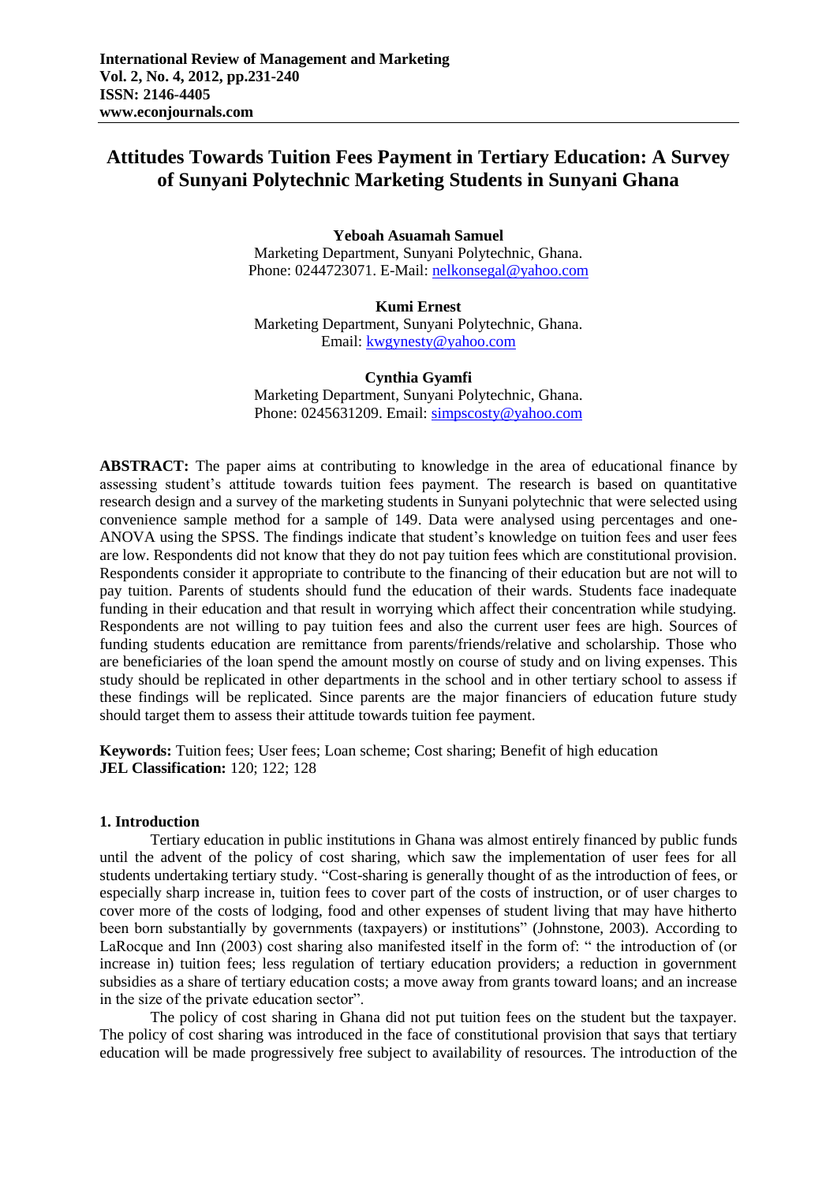**International Review of Management and Marketing**
**Vol. 2, No. 4, 2012, pp.231-240**
**ISSN: 2146-4405**
**www.econjournals.com**

# Attitudes Towards Tuition Fees Payment in Tertiary Education: A Survey of Sunyani Polytechnic Marketing Students in Sunyani Ghana

**Yeboah Asuamah Samuel**
Marketing Department, Sunyani Polytechnic, Ghana.
Phone: 0244723071. E-Mail: nelkonsegal@yahoo.com

**Kumi Ernest**
Marketing Department, Sunyani Polytechnic, Ghana.
Email: kwgynesty@yahoo.com

**Cynthia Gyamfi**
Marketing Department, Sunyani Polytechnic, Ghana.
Phone: 0245631209. Email: simpscosty@yahoo.com

**ABSTRACT:** The paper aims at contributing to knowledge in the area of educational finance by assessing student's attitude towards tuition fees payment. The research is based on quantitative research design and a survey of the marketing students in Sunyani polytechnic that were selected using convenience sample method for a sample of 149. Data were analysed using percentages and one-ANOVA using the SPSS. The findings indicate that student's knowledge on tuition fees and user fees are low. Respondents did not know that they do not pay tuition fees which are constitutional provision. Respondents consider it appropriate to contribute to the financing of their education but are not will to pay tuition. Parents of students should fund the education of their wards. Students face inadequate funding in their education and that result in worrying which affect their concentration while studying. Respondents are not willing to pay tuition fees and also the current user fees are high. Sources of funding students education are remittance from parents/friends/relative and scholarship. Those who are beneficiaries of the loan spend the amount mostly on course of study and on living expenses. This study should be replicated in other departments in the school and in other tertiary school to assess if these findings will be replicated. Since parents are the major financiers of education future study should target them to assess their attitude towards tuition fee payment.

**Keywords:** Tuition fees; User fees; Loan scheme; Cost sharing; Benefit of high education
**JEL Classification:** 120; 122; 128

## 1. Introduction

Tertiary education in public institutions in Ghana was almost entirely financed by public funds until the advent of the policy of cost sharing, which saw the implementation of user fees for all students undertaking tertiary study. "Cost-sharing is generally thought of as the introduction of fees, or especially sharp increase in, tuition fees to cover part of the costs of instruction, or of user charges to cover more of the costs of lodging, food and other expenses of student living that may have hitherto been born substantially by governments (taxpayers) or institutions" (Johnstone, 2003). According to LaRocque and Inn (2003) cost sharing also manifested itself in the form of: " the introduction of (or increase in) tuition fees; less regulation of tertiary education providers; a reduction in government subsidies as a share of tertiary education costs; a move away from grants toward loans; and an increase in the size of the private education sector".

The policy of cost sharing in Ghana did not put tuition fees on the student but the taxpayer. The policy of cost sharing was introduced in the face of constitutional provision that says that tertiary education will be made progressively free subject to availability of resources. The introduction of the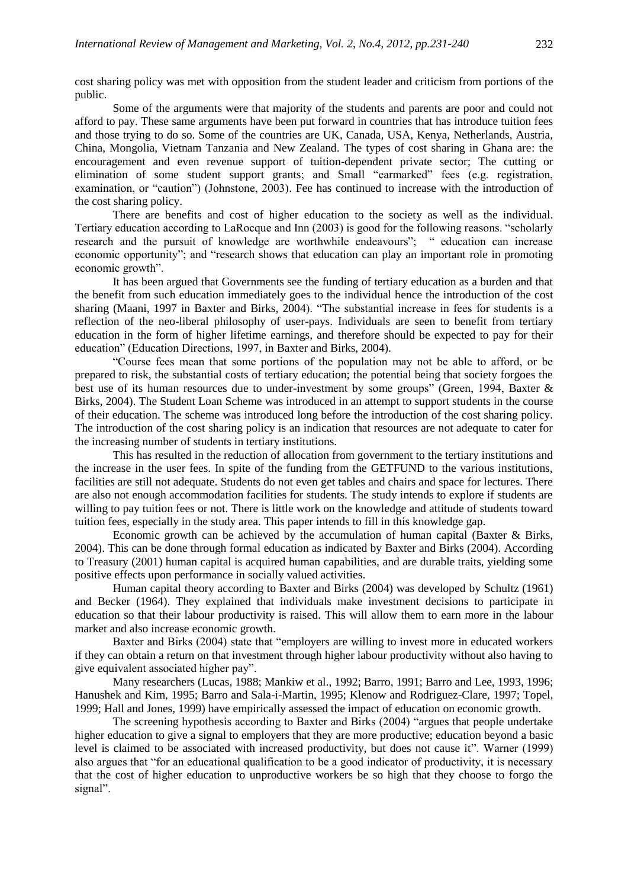cost sharing policy was met with opposition from the student leader and criticism from portions of the public.

Some of the arguments were that majority of the students and parents are poor and could not afford to pay. These same arguments have been put forward in countries that has introduce tuition fees and those trying to do so. Some of the countries are UK, Canada, USA, Kenya, Netherlands, Austria, China, Mongolia, Vietnam Tanzania and New Zealand. The types of cost sharing in Ghana are: the encouragement and even revenue support of tuition-dependent private sector; The cutting or elimination of some student support grants; and Small "earmarked" fees (e.g. registration, examination, or "caution") (Johnstone, 2003). Fee has continued to increase with the introduction of the cost sharing policy.

There are benefits and cost of higher education to the society as well as the individual. Tertiary education according to LaRocque and Inn (2003) is good for the following reasons. "scholarly research and the pursuit of knowledge are worthwhile endeavours"; " education can increase economic opportunity"; and "research shows that education can play an important role in promoting economic growth".

It has been argued that Governments see the funding of tertiary education as a burden and that the benefit from such education immediately goes to the individual hence the introduction of the cost sharing (Maani, 1997 in Baxter and Birks, 2004). "The substantial increase in fees for students is a reflection of the neo-liberal philosophy of user-pays. Individuals are seen to benefit from tertiary education in the form of higher lifetime earnings, and therefore should be expected to pay for their education" (Education Directions, 1997, in Baxter and Birks, 2004).

"Course fees mean that some portions of the population may not be able to afford, or be prepared to risk, the substantial costs of tertiary education; the potential being that society forgoes the best use of its human resources due to under-investment by some groups" (Green, 1994, Baxter & Birks, 2004). The Student Loan Scheme was introduced in an attempt to support students in the course of their education. The scheme was introduced long before the introduction of the cost sharing policy. The introduction of the cost sharing policy is an indication that resources are not adequate to cater for the increasing number of students in tertiary institutions.

This has resulted in the reduction of allocation from government to the tertiary institutions and the increase in the user fees. In spite of the funding from the GETFUND to the various institutions, facilities are still not adequate. Students do not even get tables and chairs and space for lectures. There are also not enough accommodation facilities for students. The study intends to explore if students are willing to pay tuition fees or not. There is little work on the knowledge and attitude of students toward tuition fees, especially in the study area. This paper intends to fill in this knowledge gap.

Economic growth can be achieved by the accumulation of human capital (Baxter & Birks, 2004). This can be done through formal education as indicated by Baxter and Birks (2004). According to Treasury (2001) human capital is acquired human capabilities, and are durable traits, yielding some positive effects upon performance in socially valued activities.

Human capital theory according to Baxter and Birks (2004) was developed by Schultz (1961) and Becker (1964). They explained that individuals make investment decisions to participate in education so that their labour productivity is raised. This will allow them to earn more in the labour market and also increase economic growth.

Baxter and Birks (2004) state that "employers are willing to invest more in educated workers if they can obtain a return on that investment through higher labour productivity without also having to give equivalent associated higher pay".

Many researchers (Lucas, 1988; Mankiw et al., 1992; Barro, 1991; Barro and Lee, 1993, 1996; Hanushek and Kim, 1995; Barro and Sala-i-Martin, 1995; Klenow and Rodriguez-Clare, 1997; Topel, 1999; Hall and Jones, 1999) have empirically assessed the impact of education on economic growth.

The screening hypothesis according to Baxter and Birks (2004) "argues that people undertake higher education to give a signal to employers that they are more productive; education beyond a basic level is claimed to be associated with increased productivity, but does not cause it". Warner (1999) also argues that "for an educational qualification to be a good indicator of productivity, it is necessary that the cost of higher education to unproductive workers be so high that they choose to forgo the signal".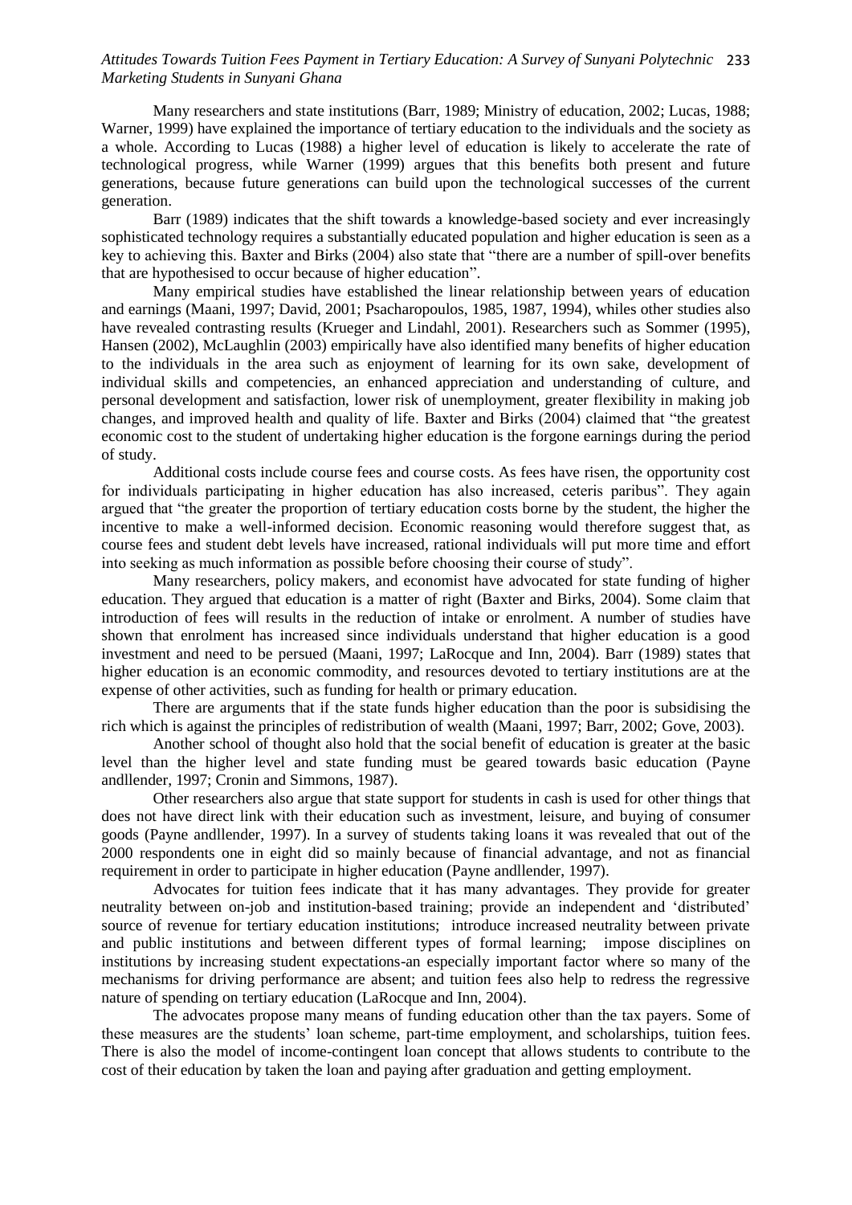Many researchers and state institutions (Barr, 1989; Ministry of education, 2002; Lucas, 1988; Warner, 1999) have explained the importance of tertiary education to the individuals and the society as a whole. According to Lucas (1988) a higher level of education is likely to accelerate the rate of technological progress, while Warner (1999) argues that this benefits both present and future generations, because future generations can build upon the technological successes of the current generation.

Barr (1989) indicates that the shift towards a knowledge-based society and ever increasingly sophisticated technology requires a substantially educated population and higher education is seen as a key to achieving this. Baxter and Birks (2004) also state that "there are a number of spill-over benefits that are hypothesised to occur because of higher education".

Many empirical studies have established the linear relationship between years of education and earnings (Maani, 1997; David, 2001; Psacharopoulos, 1985, 1987, 1994), whiles other studies also have revealed contrasting results (Krueger and Lindahl, 2001). Researchers such as Sommer (1995), Hansen (2002), McLaughlin (2003) empirically have also identified many benefits of higher education to the individuals in the area such as enjoyment of learning for its own sake, development of individual skills and competencies, an enhanced appreciation and understanding of culture, and personal development and satisfaction, lower risk of unemployment, greater flexibility in making job changes, and improved health and quality of life. Baxter and Birks (2004) claimed that "the greatest economic cost to the student of undertaking higher education is the forgone earnings during the period of study.

Additional costs include course fees and course costs. As fees have risen, the opportunity cost for individuals participating in higher education has also increased, ceteris paribus". They again argued that "the greater the proportion of tertiary education costs borne by the student, the higher the incentive to make a well-informed decision. Economic reasoning would therefore suggest that, as course fees and student debt levels have increased, rational individuals will put more time and effort into seeking as much information as possible before choosing their course of study".

Many researchers, policy makers, and economist have advocated for state funding of higher education. They argued that education is a matter of right (Baxter and Birks, 2004). Some claim that introduction of fees will results in the reduction of intake or enrolment. A number of studies have shown that enrolment has increased since individuals understand that higher education is a good investment and need to be persued (Maani, 1997; LaRocque and Inn, 2004). Barr (1989) states that higher education is an economic commodity, and resources devoted to tertiary institutions are at the expense of other activities, such as funding for health or primary education.

There are arguments that if the state funds higher education than the poor is subsidising the rich which is against the principles of redistribution of wealth (Maani, 1997; Barr, 2002; Gove, 2003).

Another school of thought also hold that the social benefit of education is greater at the basic level than the higher level and state funding must be geared towards basic education (Payne andllender, 1997; Cronin and Simmons, 1987).

Other researchers also argue that state support for students in cash is used for other things that does not have direct link with their education such as investment, leisure, and buying of consumer goods (Payne andllender, 1997). In a survey of students taking loans it was revealed that out of the 2000 respondents one in eight did so mainly because of financial advantage, and not as financial requirement in order to participate in higher education (Payne andllender, 1997).

Advocates for tuition fees indicate that it has many advantages. They provide for greater neutrality between on-job and institution-based training; provide an independent and 'distributed' source of revenue for tertiary education institutions; introduce increased neutrality between private and public institutions and between different types of formal learning; impose disciplines on institutions by increasing student expectations-an especially important factor where so many of the mechanisms for driving performance are absent; and tuition fees also help to redress the regressive nature of spending on tertiary education (LaRocque and Inn, 2004).

The advocates propose many means of funding education other than the tax payers. Some of these measures are the students' loan scheme, part-time employment, and scholarships, tuition fees. There is also the model of income-contingent loan concept that allows students to contribute to the cost of their education by taken the loan and paying after graduation and getting employment.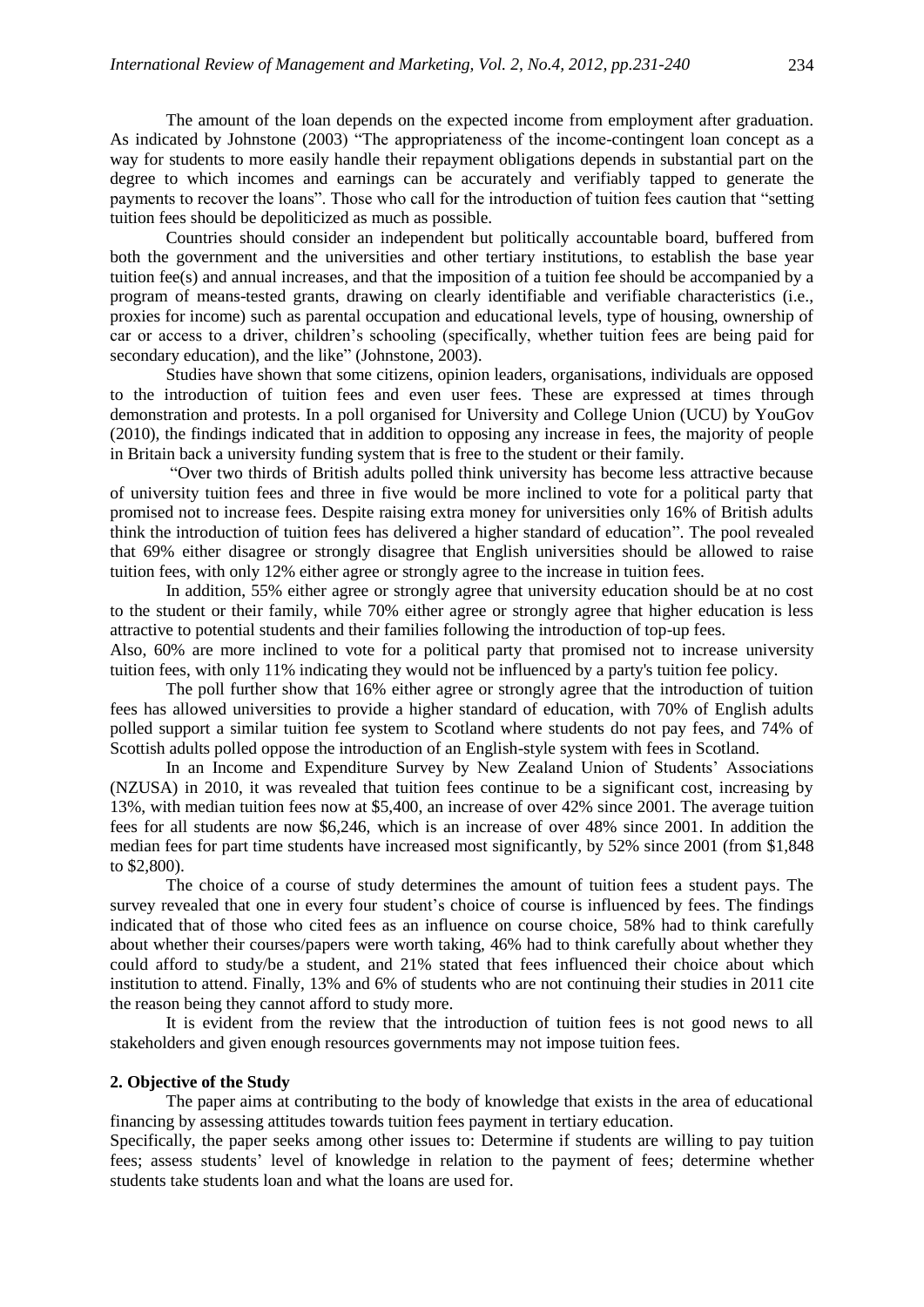The amount of the loan depends on the expected income from employment after graduation. As indicated by Johnstone (2003) "The appropriateness of the income-contingent loan concept as a way for students to more easily handle their repayment obligations depends in substantial part on the degree to which incomes and earnings can be accurately and verifiably tapped to generate the payments to recover the loans". Those who call for the introduction of tuition fees caution that "setting tuition fees should be depoliticized as much as possible.

Countries should consider an independent but politically accountable board, buffered from both the government and the universities and other tertiary institutions, to establish the base year tuition fee(s) and annual increases, and that the imposition of a tuition fee should be accompanied by a program of means-tested grants, drawing on clearly identifiable and verifiable characteristics (i.e., proxies for income) such as parental occupation and educational levels, type of housing, ownership of car or access to a driver, children's schooling (specifically, whether tuition fees are being paid for secondary education), and the like" (Johnstone, 2003).

Studies have shown that some citizens, opinion leaders, organisations, individuals are opposed to the introduction of tuition fees and even user fees. These are expressed at times through demonstration and protests. In a poll organised for University and College Union (UCU) by YouGov (2010), the findings indicated that in addition to opposing any increase in fees, the majority of people in Britain back a university funding system that is free to the student or their family.

"Over two thirds of British adults polled think university has become less attractive because of university tuition fees and three in five would be more inclined to vote for a political party that promised not to increase fees. Despite raising extra money for universities only 16% of British adults think the introduction of tuition fees has delivered a higher standard of education". The pool revealed that 69% either disagree or strongly disagree that English universities should be allowed to raise tuition fees, with only 12% either agree or strongly agree to the increase in tuition fees.

In addition, 55% either agree or strongly agree that university education should be at no cost to the student or their family, while 70% either agree or strongly agree that higher education is less attractive to potential students and their families following the introduction of top-up fees.

Also, 60% are more inclined to vote for a political party that promised not to increase university tuition fees, with only 11% indicating they would not be influenced by a party's tuition fee policy.

The poll further show that 16% either agree or strongly agree that the introduction of tuition fees has allowed universities to provide a higher standard of education, with 70% of English adults polled support a similar tuition fee system to Scotland where students do not pay fees, and 74% of Scottish adults polled oppose the introduction of an English-style system with fees in Scotland.

In an Income and Expenditure Survey by New Zealand Union of Students' Associations (NZUSA) in 2010, it was revealed that tuition fees continue to be a significant cost, increasing by 13%, with median tuition fees now at $5,400, an increase of over 42% since 2001. The average tuition fees for all students are now $6,246, which is an increase of over 48% since 2001. In addition the median fees for part time students have increased most significantly, by 52% since 2001 (from $1,848 to $2,800).

The choice of a course of study determines the amount of tuition fees a student pays. The survey revealed that one in every four student's choice of course is influenced by fees. The findings indicated that of those who cited fees as an influence on course choice, 58% had to think carefully about whether their courses/papers were worth taking, 46% had to think carefully about whether they could afford to study/be a student, and 21% stated that fees influenced their choice about which institution to attend. Finally, 13% and 6% of students who are not continuing their studies in 2011 cite the reason being they cannot afford to study more.

It is evident from the review that the introduction of tuition fees is not good news to all stakeholders and given enough resources governments may not impose tuition fees.

## 2. Objective of the Study

The paper aims at contributing to the body of knowledge that exists in the area of educational financing by assessing attitudes towards tuition fees payment in tertiary education.

Specifically, the paper seeks among other issues to: Determine if students are willing to pay tuition fees; assess students' level of knowledge in relation to the payment of fees; determine whether students take students loan and what the loans are used for.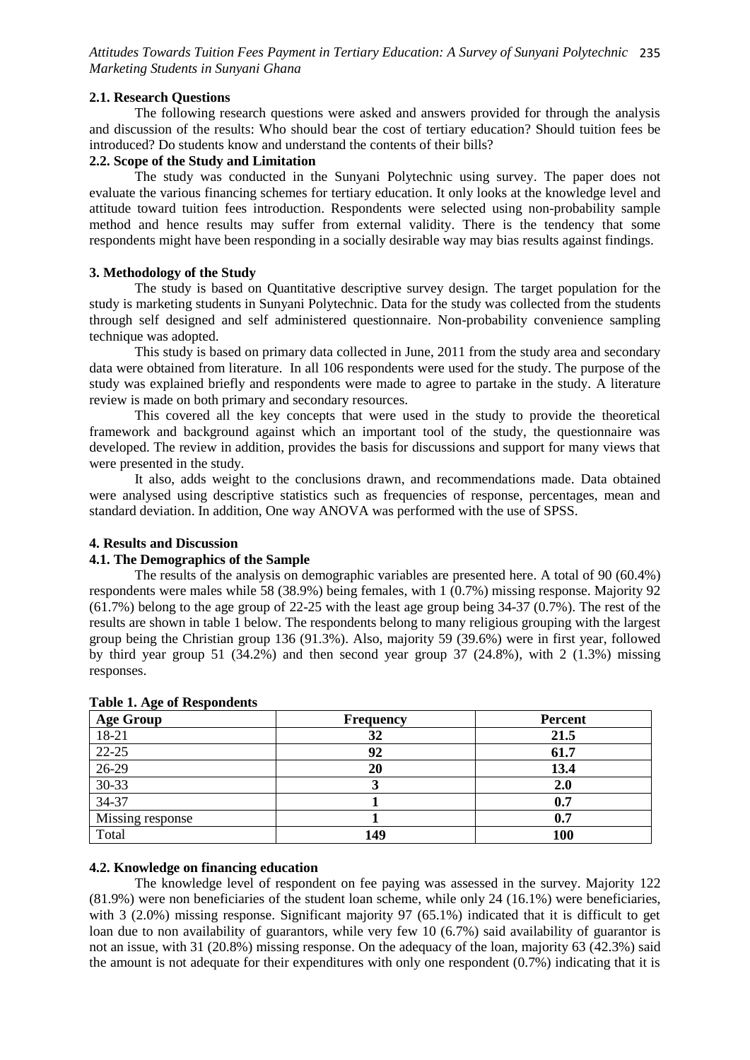### 2.1. Research Questions

The following research questions were asked and answers provided for through the analysis and discussion of the results: Who should bear the cost of tertiary education? Should tuition fees be introduced? Do students know and understand the contents of their bills?

### 2.2. Scope of the Study and Limitation

The study was conducted in the Sunyani Polytechnic using survey. The paper does not evaluate the various financing schemes for tertiary education. It only looks at the knowledge level and attitude toward tuition fees introduction. Respondents were selected using non-probability sample method and hence results may suffer from external validity. There is the tendency that some respondents might have been responding in a socially desirable way may bias results against findings.

## 3. Methodology of the Study

The study is based on Quantitative descriptive survey design. The target population for the study is marketing students in Sunyani Polytechnic. Data for the study was collected from the students through self designed and self administered questionnaire. Non-probability convenience sampling technique was adopted.

This study is based on primary data collected in June, 2011 from the study area and secondary data were obtained from literature. In all 106 respondents were used for the study. The purpose of the study was explained briefly and respondents were made to agree to partake in the study. A literature review is made on both primary and secondary resources.

This covered all the key concepts that were used in the study to provide the theoretical framework and background against which an important tool of the study, the questionnaire was developed. The review in addition, provides the basis for discussions and support for many views that were presented in the study.

It also, adds weight to the conclusions drawn, and recommendations made. Data obtained were analysed using descriptive statistics such as frequencies of response, percentages, mean and standard deviation. In addition, One way ANOVA was performed with the use of SPSS.

## 4. Results and Discussion

### 4.1. The Demographics of the Sample

The results of the analysis on demographic variables are presented here. A total of 90 (60.4%) respondents were males while 58 (38.9%) being females, with 1 (0.7%) missing response. Majority 92 (61.7%) belong to the age group of 22-25 with the least age group being 34-37 (0.7%). The rest of the results are shown in table 1 below. The respondents belong to many religious grouping with the largest group being the Christian group 136 (91.3%). Also, majority 59 (39.6%) were in first year, followed by third year group 51 (34.2%) and then second year group 37 (24.8%), with 2 (1.3%) missing responses.

**Table 1. Age of Respondents**

| Age Group | Frequency | Percent |
|---|---|---|
| 18-21 | **32** | **21.5** |
| 22-25 | **92** | **61.7** |
| 26-29 | **20** | **13.4** |
| 30-33 | **3** | **2.0** |
| 34-37 | **1** | **0.7** |
| Missing response | **1** | **0.7** |
| Total | **149** | **100** |

### 4.2. Knowledge on financing education

The knowledge level of respondent on fee paying was assessed in the survey. Majority 122 (81.9%) were non beneficiaries of the student loan scheme, while only 24 (16.1%) were beneficiaries, with 3 (2.0%) missing response. Significant majority 97 (65.1%) indicated that it is difficult to get loan due to non availability of guarantors, while very few 10 (6.7%) said availability of guarantor is not an issue, with 31 (20.8%) missing response. On the adequacy of the loan, majority 63 (42.3%) said the amount is not adequate for their expenditures with only one respondent (0.7%) indicating that it is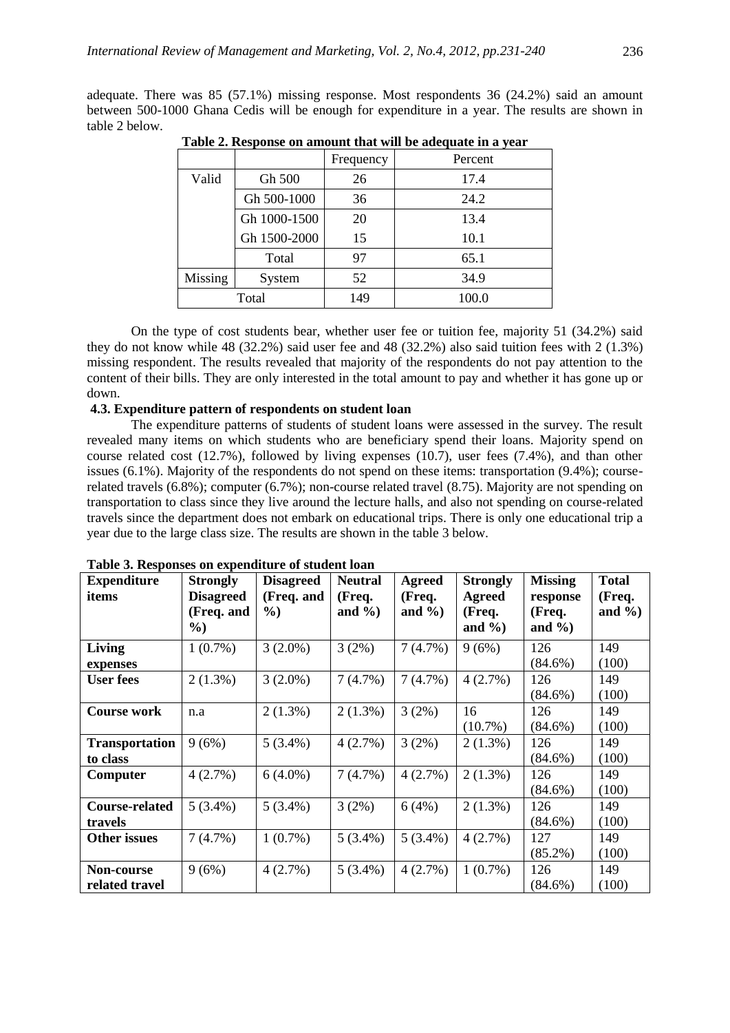adequate. There was 85 (57.1%) missing response. Most respondents 36 (24.2%) said an amount between 500-1000 Ghana Cedis will be enough for expenditure in a year. The results are shown in table 2 below.

**Table 2. Response on amount that will be adequate in a year**

| | | Frequency | Percent |
|---|---|---|---|
| Valid | Gh 500 | 26 | 17.4 |
| | Gh 500-1000 | 36 | 24.2 |
| | Gh 1000-1500 | 20 | 13.4 |
| | Gh 1500-2000 | 15 | 10.1 |
| | Total | 97 | 65.1 |
| Missing | System | 52 | 34.9 |
| Total | | 149 | 100.0 |

On the type of cost students bear, whether user fee or tuition fee, majority 51 (34.2%) said they do not know while 48 (32.2%) said user fee and 48 (32.2%) also said tuition fees with 2 (1.3%) missing respondent. The results revealed that majority of the respondents do not pay attention to the content of their bills. They are only interested in the total amount to pay and whether it has gone up or down.

### 4.3. Expenditure pattern of respondents on student loan

The expenditure patterns of students of student loans were assessed in the survey. The result revealed many items on which students who are beneficiary spend their loans. Majority spend on course related cost (12.7%), followed by living expenses (10.7), user fees (7.4%), and than other issues (6.1%). Majority of the respondents do not spend on these items: transportation (9.4%); course-related travels (6.8%); computer (6.7%); non-course related travel (8.75). Majority are not spending on transportation to class since they live around the lecture halls, and also not spending on course-related travels since the department does not embark on educational trips. There is only one educational trip a year due to the large class size. The results are shown in the table 3 below.

**Table 3. Responses on expenditure of student loan**

| Expenditure items | Strongly Disagreed (Freq. and %) | Disagreed (Freq. and %) | Neutral (Freq. and %) | Agreed (Freq. and %) | Strongly Agreed (Freq. and %) | Missing response (Freq. and %) | Total (Freq. and %) |
|---|---|---|---|---|---|---|---|
| **Living expenses** | 1 (0.7%) | 3 (2.0%) | 3 (2%) | 7 (4.7%) | 9 (6%) | 126 (84.6%) | 149 (100) |
| **User fees** | 2 (1.3%) | 3 (2.0%) | 7 (4.7%) | 7 (4.7%) | 4 (2.7%) | 126 (84.6%) | 149 (100) |
| **Course work** | n.a | 2 (1.3%) | 2 (1.3%) | 3 (2%) | 16 (10.7%) | 126 (84.6%) | 149 (100) |
| **Transportation to class** | 9 (6%) | 5 (3.4%) | 4 (2.7%) | 3 (2%) | 2 (1.3%) | 126 (84.6%) | 149 (100) |
| **Computer** | 4 (2.7%) | 6 (4.0%) | 7 (4.7%) | 4 (2.7%) | 2 (1.3%) | 126 (84.6%) | 149 (100) |
| **Course-related travels** | 5 (3.4%) | 5 (3.4%) | 3 (2%) | 6 (4%) | 2 (1.3%) | 126 (84.6%) | 149 (100) |
| **Other issues** | 7 (4.7%) | 1 (0.7%) | 5 (3.4%) | 5 (3.4%) | 4 (2.7%) | 127 (85.2%) | 149 (100) |
| **Non-course related travel** | 9 (6%) | 4 (2.7%) | 5 (3.4%) | 4 (2.7%) | 1 (0.7%) | 126 (84.6%) | 149 (100) |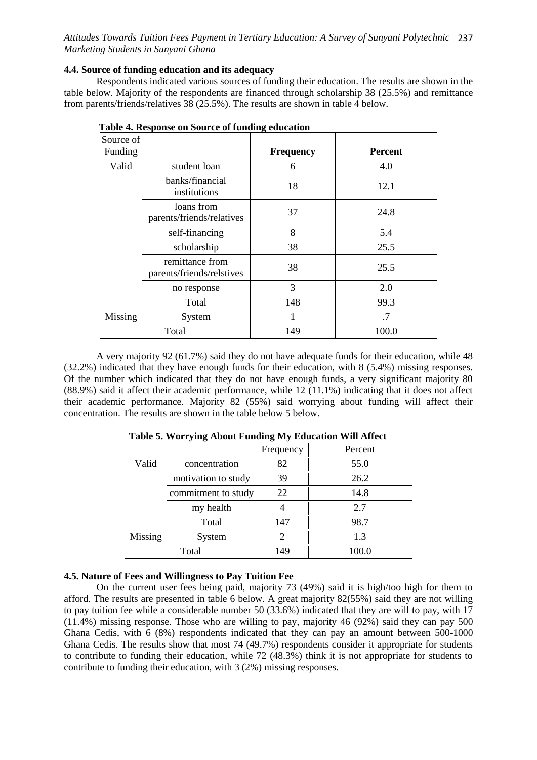### 4.4. Source of funding education and its adequacy

Respondents indicated various sources of funding their education. The results are shown in the table below. Majority of the respondents are financed through scholarship 38 (25.5%) and remittance from parents/friends/relatives 38 (25.5%). The results are shown in table 4 below.

**Table 4. Response on Source of funding education**

| Source of Funding | | **Frequency** | **Percent** |
|---|---|---|---|
| Valid | student loan | 6 | 4.0 |
| | banks/financial institutions | 18 | 12.1 |
| | loans from parents/friends/relatives | 37 | 24.8 |
| | self-financing | 8 | 5.4 |
| | scholarship | 38 | 25.5 |
| | remittance from parents/friends/relstives | 38 | 25.5 |
| | no response | 3 | 2.0 |
| | Total | 148 | 99.3 |
| Missing | System | 1 | .7 |
| Total | | 149 | 100.0 |

A very majority 92 (61.7%) said they do not have adequate funds for their education, while 48 (32.2%) indicated that they have enough funds for their education, with 8 (5.4%) missing responses. Of the number which indicated that they do not have enough funds, a very significant majority 80 (88.9%) said it affect their academic performance, while 12 (11.1%) indicating that it does not affect their academic performance. Majority 82 (55%) said worrying about funding will affect their concentration. The results are shown in the table below 5 below.

**Table 5. Worrying About Funding My Education Will Affect**

| | | Frequency | Percent |
|---|---|---|---|
| Valid | concentration | 82 | 55.0 |
| | motivation to study | 39 | 26.2 |
| | commitment to study | 22 | 14.8 |
| | my health | 4 | 2.7 |
| | Total | 147 | 98.7 |
| Missing | System | 2 | 1.3 |
| Total | | 149 | 100.0 |

### 4.5. Nature of Fees and Willingness to Pay Tuition Fee

On the current user fees being paid, majority 73 (49%) said it is high/too high for them to afford. The results are presented in table 6 below. A great majority 82(55%) said they are not willing to pay tuition fee while a considerable number 50 (33.6%) indicated that they are will to pay, with 17 (11.4%) missing response. Those who are willing to pay, majority 46 (92%) said they can pay 500 Ghana Cedis, with 6 (8%) respondents indicated that they can pay an amount between 500-1000 Ghana Cedis. The results show that most 74 (49.7%) respondents consider it appropriate for students to contribute to funding their education, while 72 (48.3%) think it is not appropriate for students to contribute to funding their education, with 3 (2%) missing responses.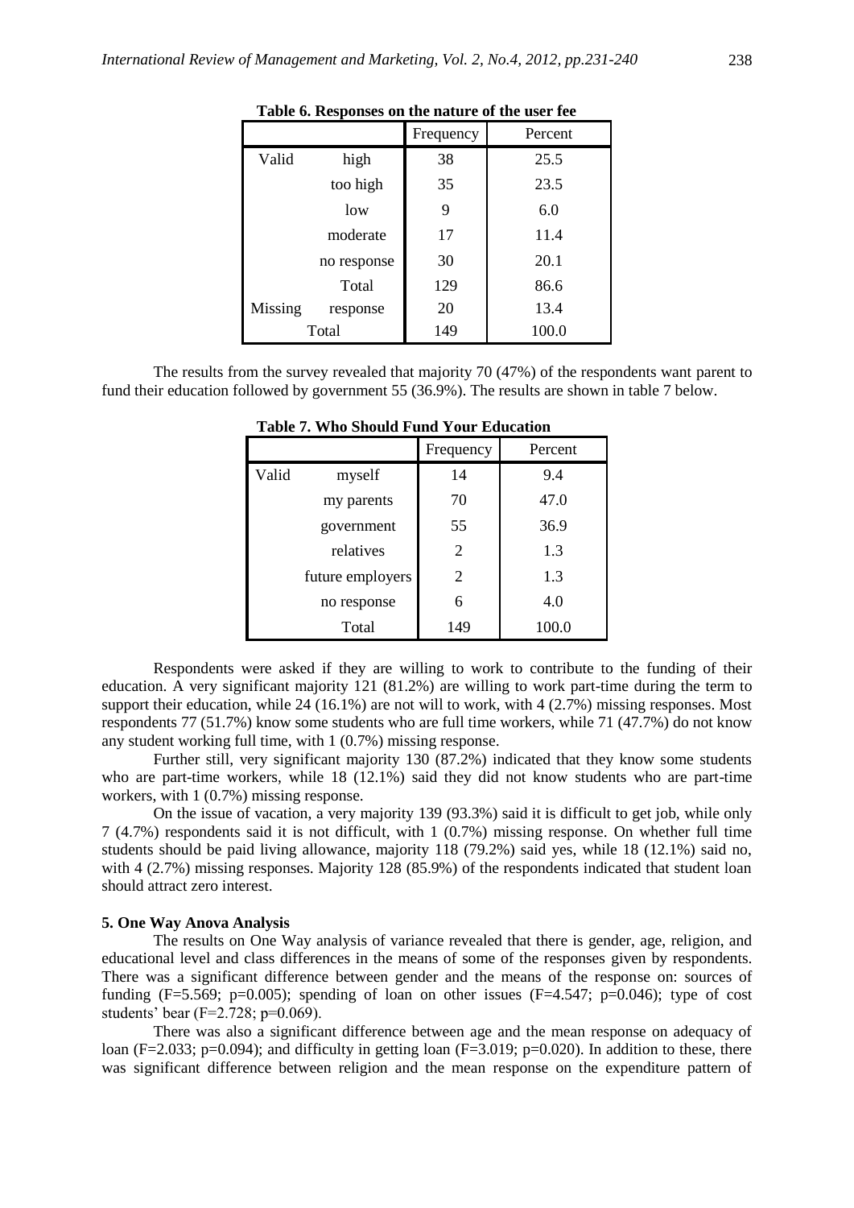**Table 6. Responses on the nature of the user fee**

| | | Frequency | Percent |
|---|---|---|---|
| Valid | high | 38 | 25.5 |
| | too high | 35 | 23.5 |
| | low | 9 | 6.0 |
| | moderate | 17 | 11.4 |
| | no response | 30 | 20.1 |
| | Total | 129 | 86.6 |
| Missing | response | 20 | 13.4 |
| Total | | 149 | 100.0 |

The results from the survey revealed that majority 70 (47%) of the respondents want parent to fund their education followed by government 55 (36.9%). The results are shown in table 7 below.

**Table 7. Who Should Fund Your Education**

| | | Frequency | Percent |
|---|---|---|---|
| Valid | myself | 14 | 9.4 |
| | my parents | 70 | 47.0 |
| | government | 55 | 36.9 |
| | relatives | 2 | 1.3 |
| | future employers | 2 | 1.3 |
| | no response | 6 | 4.0 |
| | Total | 149 | 100.0 |

Respondents were asked if they are willing to work to contribute to the funding of their education. A very significant majority 121 (81.2%) are willing to work part-time during the term to support their education, while 24 (16.1%) are not will to work, with 4 (2.7%) missing responses. Most respondents 77 (51.7%) know some students who are full time workers, while 71 (47.7%) do not know any student working full time, with 1 (0.7%) missing response.

Further still, very significant majority 130 (87.2%) indicated that they know some students who are part-time workers, while 18 (12.1%) said they did not know students who are part-time workers, with 1 (0.7%) missing response.

On the issue of vacation, a very majority 139 (93.3%) said it is difficult to get job, while only 7 (4.7%) respondents said it is not difficult, with 1 (0.7%) missing response. On whether full time students should be paid living allowance, majority 118 (79.2%) said yes, while 18 (12.1%) said no, with 4 (2.7%) missing responses. Majority 128 (85.9%) of the respondents indicated that student loan should attract zero interest.

### 5. One Way Anova Analysis

The results on One Way analysis of variance revealed that there is gender, age, religion, and educational level and class differences in the means of some of the responses given by respondents. There was a significant difference between gender and the means of the response on: sources of funding ($F=5.569$; $p=0.005$); spending of loan on other issues ($F=4.547$; $p=0.046$); type of cost students' bear ($F=2.728$; $p=0.069$).

There was also a significant difference between age and the mean response on adequacy of loan ($F=2.033$; $p=0.094$); and difficulty in getting loan ($F=3.019$; $p=0.020$). In addition to these, there was significant difference between religion and the mean response on the expenditure pattern of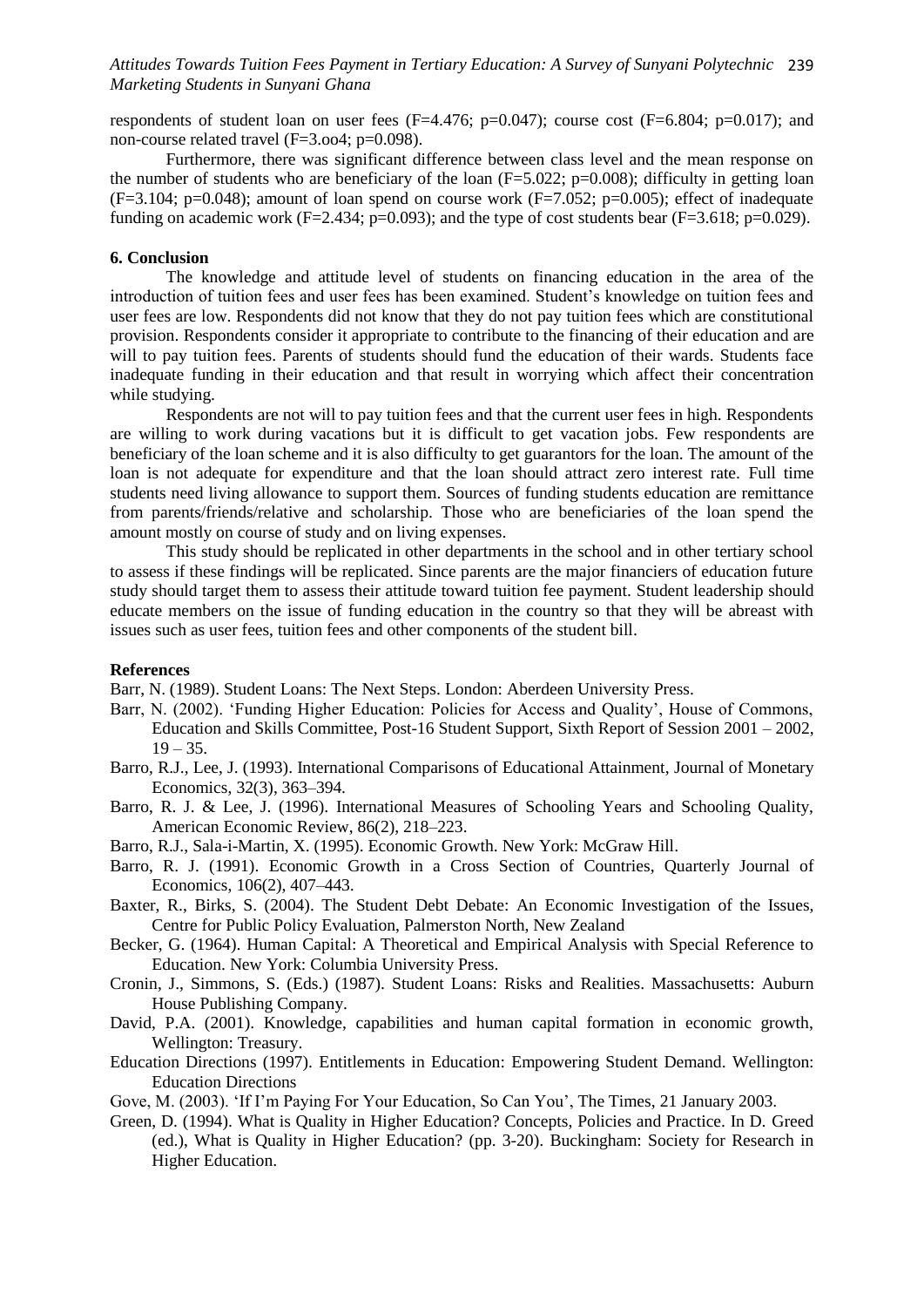respondents of student loan on user fees ($F=4.476$; $p=0.047$); course cost ($F=6.804$; $p=0.017$); and non-course related travel (F=3.oo4; $p=0.098$).

Furthermore, there was significant difference between class level and the mean response on the number of students who are beneficiary of the loan ($F=5.022$; $p=0.008$); difficulty in getting loan ($F=3.104$; $p=0.048$); amount of loan spend on course work ($F=7.052$; $p=0.005$); effect of inadequate funding on academic work ($F=2.434$; $p=0.093$); and the type of cost students bear ($F=3.618$; $p=0.029$).

## 6. Conclusion

The knowledge and attitude level of students on financing education in the area of the introduction of tuition fees and user fees has been examined. Student's knowledge on tuition fees and user fees are low. Respondents did not know that they do not pay tuition fees which are constitutional provision. Respondents consider it appropriate to contribute to the financing of their education and are will to pay tuition fees. Parents of students should fund the education of their wards. Students face inadequate funding in their education and that result in worrying which affect their concentration while studying.

Respondents are not will to pay tuition fees and that the current user fees in high. Respondents are willing to work during vacations but it is difficult to get vacation jobs. Few respondents are beneficiary of the loan scheme and it is also difficulty to get guarantors for the loan. The amount of the loan is not adequate for expenditure and that the loan should attract zero interest rate. Full time students need living allowance to support them. Sources of funding students education are remittance from parents/friends/relative and scholarship. Those who are beneficiaries of the loan spend the amount mostly on course of study and on living expenses.

This study should be replicated in other departments in the school and in other tertiary school to assess if these findings will be replicated. Since parents are the major financiers of education future study should target them to assess their attitude toward tuition fee payment. Student leadership should educate members on the issue of funding education in the country so that they will be abreast with issues such as user fees, tuition fees and other components of the student bill.

## References

Barr, N. (1989). Student Loans: The Next Steps. London: Aberdeen University Press.

Barr, N. (2002). 'Funding Higher Education: Policies for Access and Quality', House of Commons, Education and Skills Committee, Post-16 Student Support, Sixth Report of Session 2001 – 2002, 19 – 35.

Barro, R.J., Lee, J. (1993). International Comparisons of Educational Attainment, Journal of Monetary Economics, 32(3), 363–394.

Barro, R. J. & Lee, J. (1996). International Measures of Schooling Years and Schooling Quality, American Economic Review, 86(2), 218–223.

Barro, R.J., Sala-i-Martin, X. (1995). Economic Growth. New York: McGraw Hill.

Barro, R. J. (1991). Economic Growth in a Cross Section of Countries, Quarterly Journal of Economics, 106(2), 407–443.

Baxter, R., Birks, S. (2004). The Student Debt Debate: An Economic Investigation of the Issues, Centre for Public Policy Evaluation, Palmerston North, New Zealand

Becker, G. (1964). Human Capital: A Theoretical and Empirical Analysis with Special Reference to Education. New York: Columbia University Press.

Cronin, J., Simmons, S. (Eds.) (1987). Student Loans: Risks and Realities. Massachusetts: Auburn House Publishing Company.

David, P.A. (2001). Knowledge, capabilities and human capital formation in economic growth, Wellington: Treasury.

Education Directions (1997). Entitlements in Education: Empowering Student Demand. Wellington: Education Directions

Gove, M. (2003). 'If I'm Paying For Your Education, So Can You', The Times, 21 January 2003.

Green, D. (1994). What is Quality in Higher Education? Concepts, Policies and Practice. In D. Greed (ed.), What is Quality in Higher Education? (pp. 3-20). Buckingham: Society for Research in Higher Education.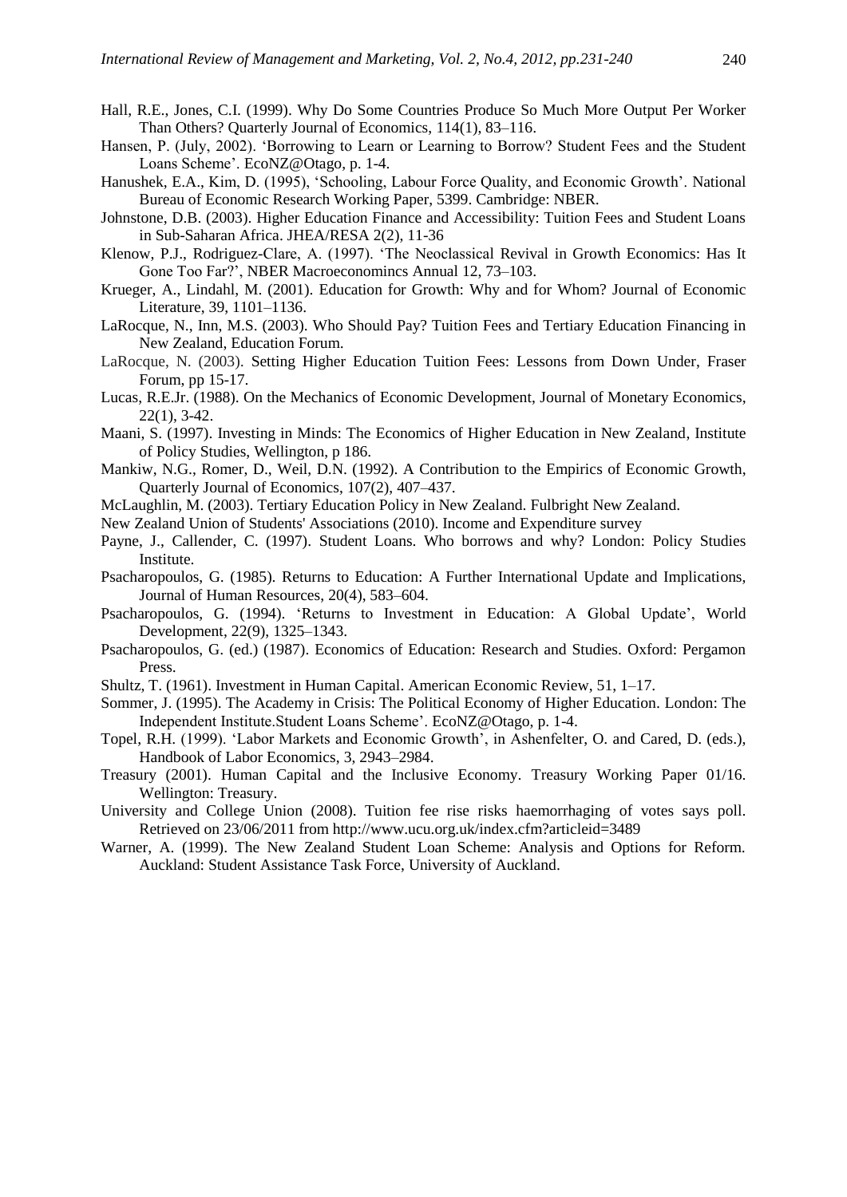Hall, R.E., Jones, C.I. (1999). Why Do Some Countries Produce So Much More Output Per Worker Than Others? Quarterly Journal of Economics, 114(1), 83–116.

Hansen, P. (July, 2002). 'Borrowing to Learn or Learning to Borrow? Student Fees and the Student Loans Scheme'. EcoNZ@Otago, p. 1-4.

Hanushek, E.A., Kim, D. (1995), 'Schooling, Labour Force Quality, and Economic Growth'. National Bureau of Economic Research Working Paper, 5399. Cambridge: NBER.

Johnstone, D.B. (2003). Higher Education Finance and Accessibility: Tuition Fees and Student Loans in Sub-Saharan Africa. JHEA/RESA 2(2), 11-36

Klenow, P.J., Rodriguez-Clare, A. (1997). 'The Neoclassical Revival in Growth Economics: Has It Gone Too Far?', NBER Macroeconomincs Annual 12, 73–103.

Krueger, A., Lindahl, M. (2001). Education for Growth: Why and for Whom? Journal of Economic Literature, 39, 1101–1136.

LaRocque, N., Inn, M.S. (2003). Who Should Pay? Tuition Fees and Tertiary Education Financing in New Zealand, Education Forum.

LaRocque, N. (2003). Setting Higher Education Tuition Fees: Lessons from Down Under, Fraser Forum, pp 15-17.

Lucas, R.E.Jr. (1988). On the Mechanics of Economic Development, Journal of Monetary Economics, 22(1), 3-42.

Maani, S. (1997). Investing in Minds: The Economics of Higher Education in New Zealand, Institute of Policy Studies, Wellington, p 186.

Mankiw, N.G., Romer, D., Weil, D.N. (1992). A Contribution to the Empirics of Economic Growth, Quarterly Journal of Economics, 107(2), 407–437.

McLaughlin, M. (2003). Tertiary Education Policy in New Zealand. Fulbright New Zealand.

New Zealand Union of Students' Associations (2010). Income and Expenditure survey

Payne, J., Callender, C. (1997). Student Loans. Who borrows and why? London: Policy Studies Institute.

Psacharopoulos, G. (1985). Returns to Education: A Further International Update and Implications, Journal of Human Resources, 20(4), 583–604.

Psacharopoulos, G. (1994). 'Returns to Investment in Education: A Global Update', World Development, 22(9), 1325–1343.

Psacharopoulos, G. (ed.) (1987). Economics of Education: Research and Studies. Oxford: Pergamon Press.

Shultz, T. (1961). Investment in Human Capital. American Economic Review, 51, 1–17.

Sommer, J. (1995). The Academy in Crisis: The Political Economy of Higher Education. London: The Independent Institute.Student Loans Scheme'. EcoNZ@Otago, p. 1-4.

Topel, R.H. (1999). 'Labor Markets and Economic Growth', in Ashenfelter, O. and Cared, D. (eds.), Handbook of Labor Economics, 3, 2943–2984.

Treasury (2001). Human Capital and the Inclusive Economy. Treasury Working Paper 01/16. Wellington: Treasury.

University and College Union (2008). Tuition fee rise risks haemorrhaging of votes says poll. Retrieved on 23/06/2011 from http://www.ucu.org.uk/index.cfm?articleid=3489

Warner, A. (1999). The New Zealand Student Loan Scheme: Analysis and Options for Reform. Auckland: Student Assistance Task Force, University of Auckland.